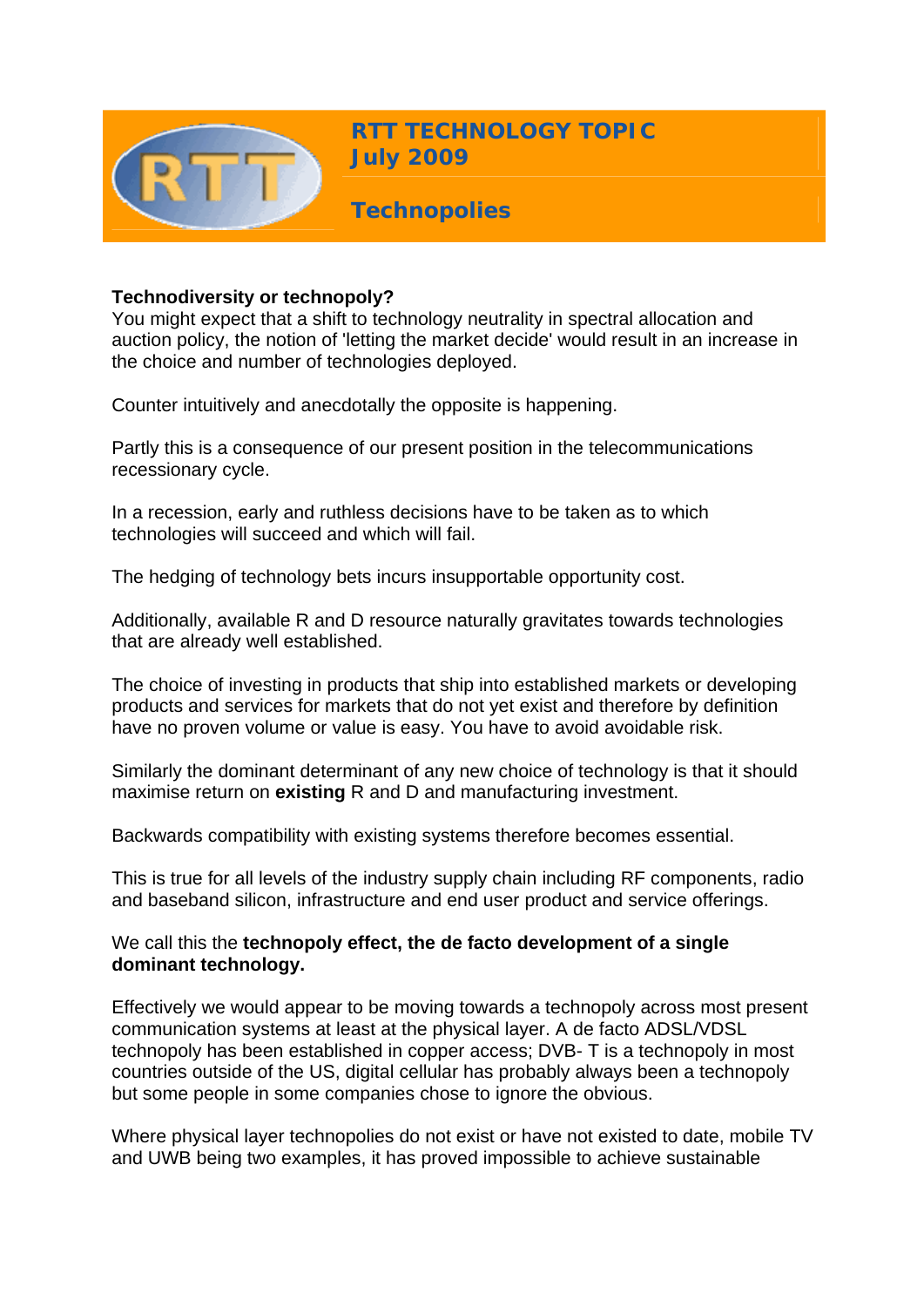# RTT TECHNOLOGY TOPIC
## July 2009

## Technopolies

**Technodiversity or technopoly?**

You might expect that a shift to technology neutrality in spectral allocation and auction policy, the notion of 'letting the market decide' would result in an increase in the choice and number of technologies deployed.

Counter intuitively and anecdotally the opposite is happening.

Partly this is a consequence of our present position in the telecommunications recessionary cycle.

In a recession, early and ruthless decisions have to be taken as to which technologies will succeed and which will fail.

The hedging of technology bets incurs insupportable opportunity cost.

Additionally, available R and D resource naturally gravitates towards technologies that are already well established.

The choice of investing in products that ship into established markets or developing products and services for markets that do not yet exist and therefore by definition have no proven volume or value is easy. You have to avoid avoidable risk.

Similarly the dominant determinant of any new choice of technology is that it should maximise return on **existing** R and D and manufacturing investment.

Backwards compatibility with existing systems therefore becomes essential.

This is true for all levels of the industry supply chain including RF components, radio and baseband silicon, infrastructure and end user product and service offerings.

We call this the **technopoly effect, the de facto development of a single dominant technology.**

Effectively we would appear to be moving towards a technopoly across most present communication systems at least at the physical layer. A de facto ADSL/VDSL technopoly has been established in copper access; DVB- T is a technopoly in most countries outside of the US, digital cellular has probably always been a technopoly but some people in some companies chose to ignore the obvious.

Where physical layer technopolies do not exist or have not existed to date, mobile TV and UWB being two examples, it has proved impossible to achieve sustainable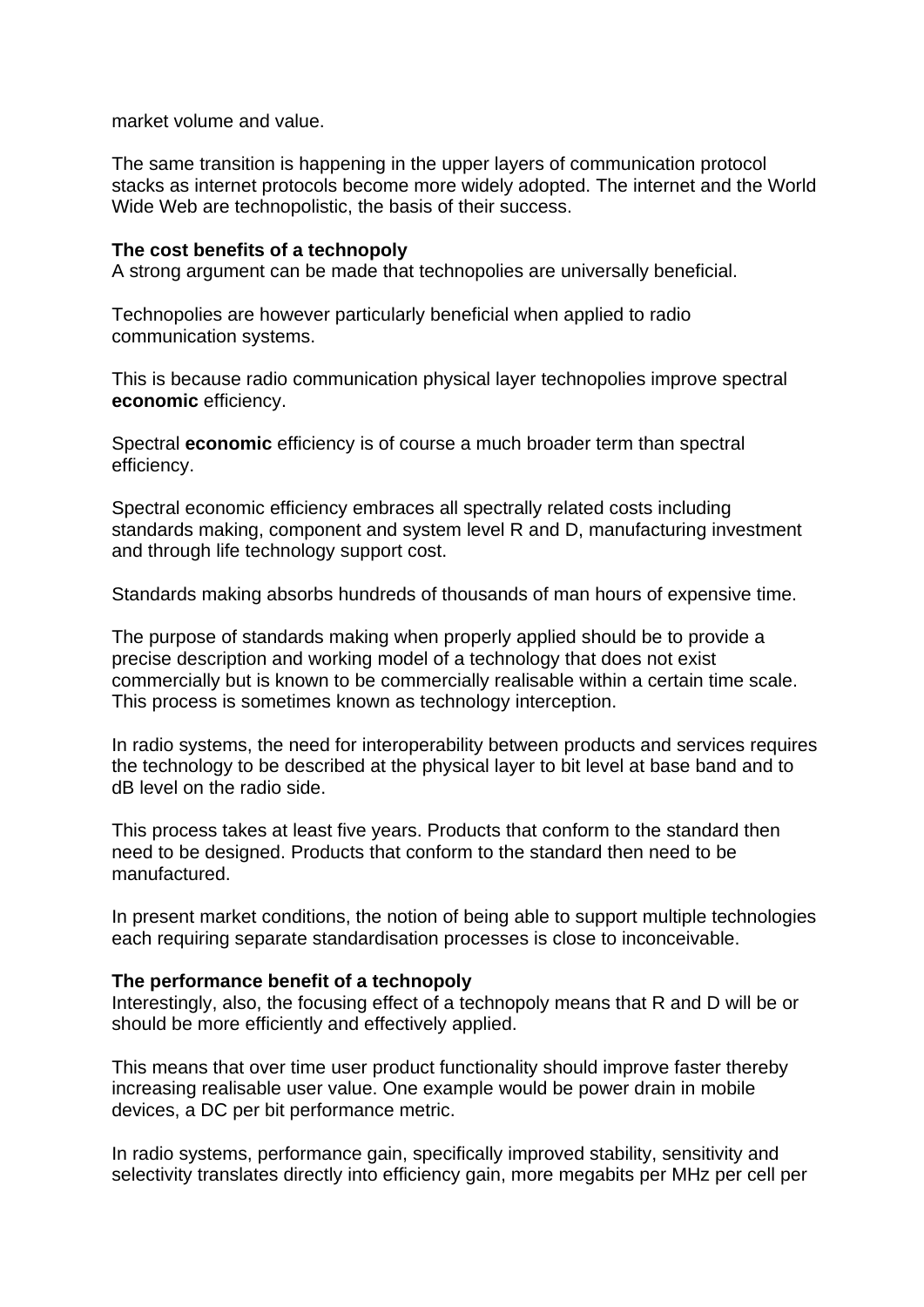market volume and value.

The same transition is happening in the upper layers of communication protocol stacks as internet protocols become more widely adopted. The internet and the World Wide Web are technopolistic, the basis of their success.

**The cost benefits of a technopoly**
A strong argument can be made that technopolies are universally beneficial.

Technopolies are however particularly beneficial when applied to radio communication systems.

This is because radio communication physical layer technopolies improve spectral **economic** efficiency.

Spectral **economic** efficiency is of course a much broader term than spectral efficiency.

Spectral economic efficiency embraces all spectrally related costs including standards making, component and system level R and D, manufacturing investment and through life technology support cost.

Standards making absorbs hundreds of thousands of man hours of expensive time.

The purpose of standards making when properly applied should be to provide a precise description and working model of a technology that does not exist commercially but is known to be commercially realisable within a certain time scale. This process is sometimes known as technology interception.

In radio systems, the need for interoperability between products and services requires the technology to be described at the physical layer to bit level at base band and to dB level on the radio side.

This process takes at least five years. Products that conform to the standard then need to be designed. Products that conform to the standard then need to be manufactured.

In present market conditions, the notion of being able to support multiple technologies each requiring separate standardisation processes is close to inconceivable.

**The performance benefit of a technopoly**
Interestingly, also, the focusing effect of a technopoly means that R and D will be or should be more efficiently and effectively applied.

This means that over time user product functionality should improve faster thereby increasing realisable user value. One example would be power drain in mobile devices, a DC per bit performance metric.

In radio systems, performance gain, specifically improved stability, sensitivity and selectivity translates directly into efficiency gain, more megabits per MHz per cell per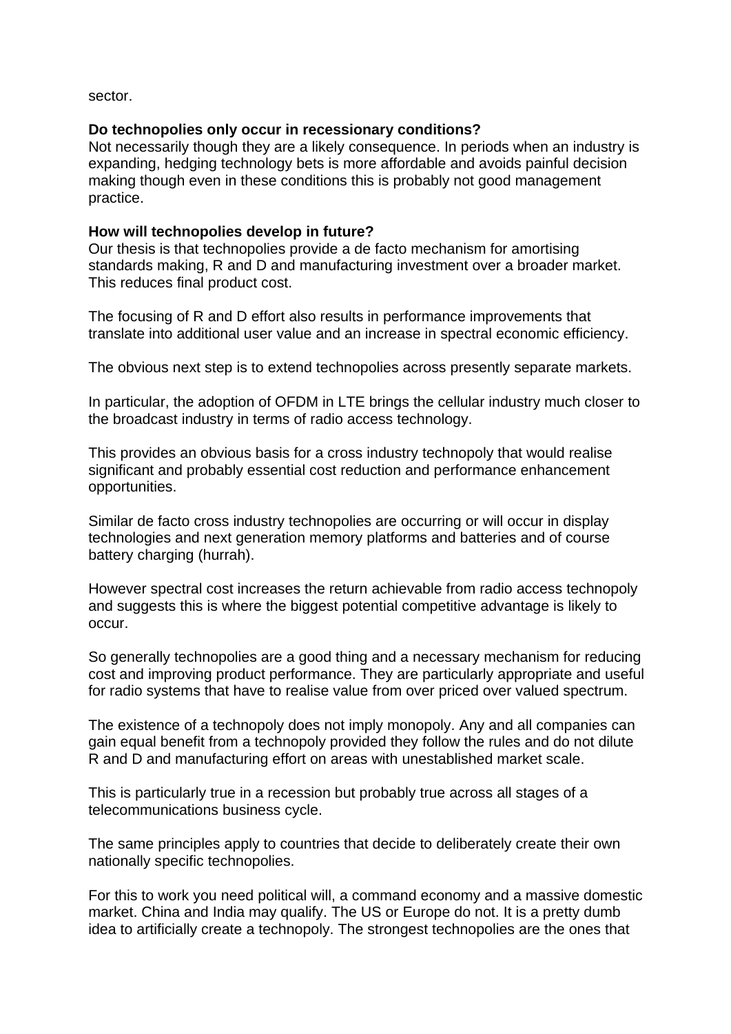sector.

**Do technopolies only occur in recessionary conditions?**

Not necessarily though they are a likely consequence. In periods when an industry is expanding, hedging technology bets is more affordable and avoids painful decision making though even in these conditions this is probably not good management practice.

**How will technopolies develop in future?**

Our thesis is that technopolies provide a de facto mechanism for amortising standards making, R and D and manufacturing investment over a broader market. This reduces final product cost.

The focusing of R and D effort also results in performance improvements that translate into additional user value and an increase in spectral economic efficiency.

The obvious next step is to extend technopolies across presently separate markets.

In particular, the adoption of OFDM in LTE brings the cellular industry much closer to the broadcast industry in terms of radio access technology.

This provides an obvious basis for a cross industry technopoly that would realise significant and probably essential cost reduction and performance enhancement opportunities.

Similar de facto cross industry technopolies are occurring or will occur in display technologies and next generation memory platforms and batteries and of course battery charging (hurrah).

However spectral cost increases the return achievable from radio access technopoly and suggests this is where the biggest potential competitive advantage is likely to occur.

So generally technopolies are a good thing and a necessary mechanism for reducing cost and improving product performance. They are particularly appropriate and useful for radio systems that have to realise value from over priced over valued spectrum.

The existence of a technopoly does not imply monopoly. Any and all companies can gain equal benefit from a technopoly provided they follow the rules and do not dilute R and D and manufacturing effort on areas with unestablished market scale.

This is particularly true in a recession but probably true across all stages of a telecommunications business cycle.

The same principles apply to countries that decide to deliberately create their own nationally specific technopolies.

For this to work you need political will, a command economy and a massive domestic market. China and India may qualify. The US or Europe do not. It is a pretty dumb idea to artificially create a technopoly. The strongest technopolies are the ones that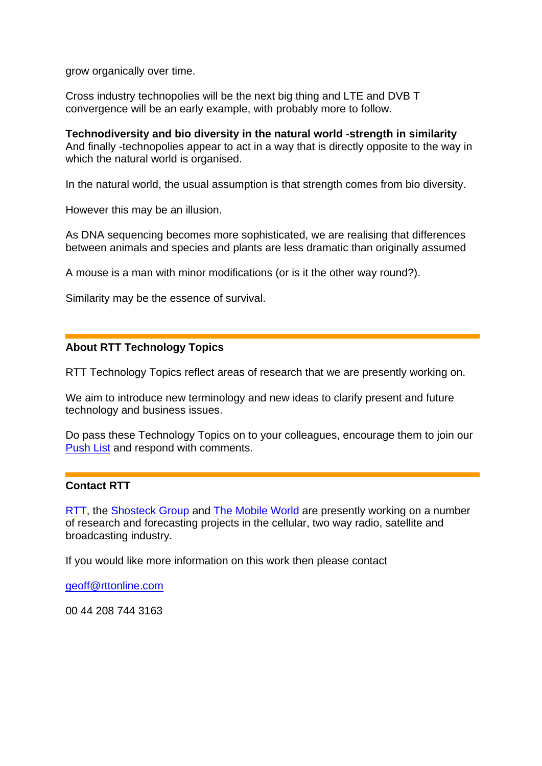grow organically over time.

Cross industry technopolies will be the next big thing and LTE and DVB T convergence will be an early example, with probably more to follow.

**Technodiversity and bio diversity in the natural world -strength in similarity**
And finally -technopolies appear to act in a way that is directly opposite to the way in which the natural world is organised.

In the natural world, the usual assumption is that strength comes from bio diversity.

However this may be an illusion.

As DNA sequencing becomes more sophisticated, we are realising that differences between animals and species and plants are less dramatic than originally assumed

A mouse is a man with minor modifications (or is it the other way round?).

Similarity may be the essence of survival.

---

**About RTT Technology Topics**

RTT Technology Topics reflect areas of research that we are presently working on.

We aim to introduce new terminology and new ideas to clarify present and future technology and business issues.

Do pass these Technology Topics on to your colleagues, encourage them to join our Push List and respond with comments.

---

**Contact RTT**

RTT, the Shosteck Group and The Mobile World are presently working on a number of research and forecasting projects in the cellular, two way radio, satellite and broadcasting industry.

If you would like more information on this work then please contact

geoff@rttonline.com

00 44 208 744 3163